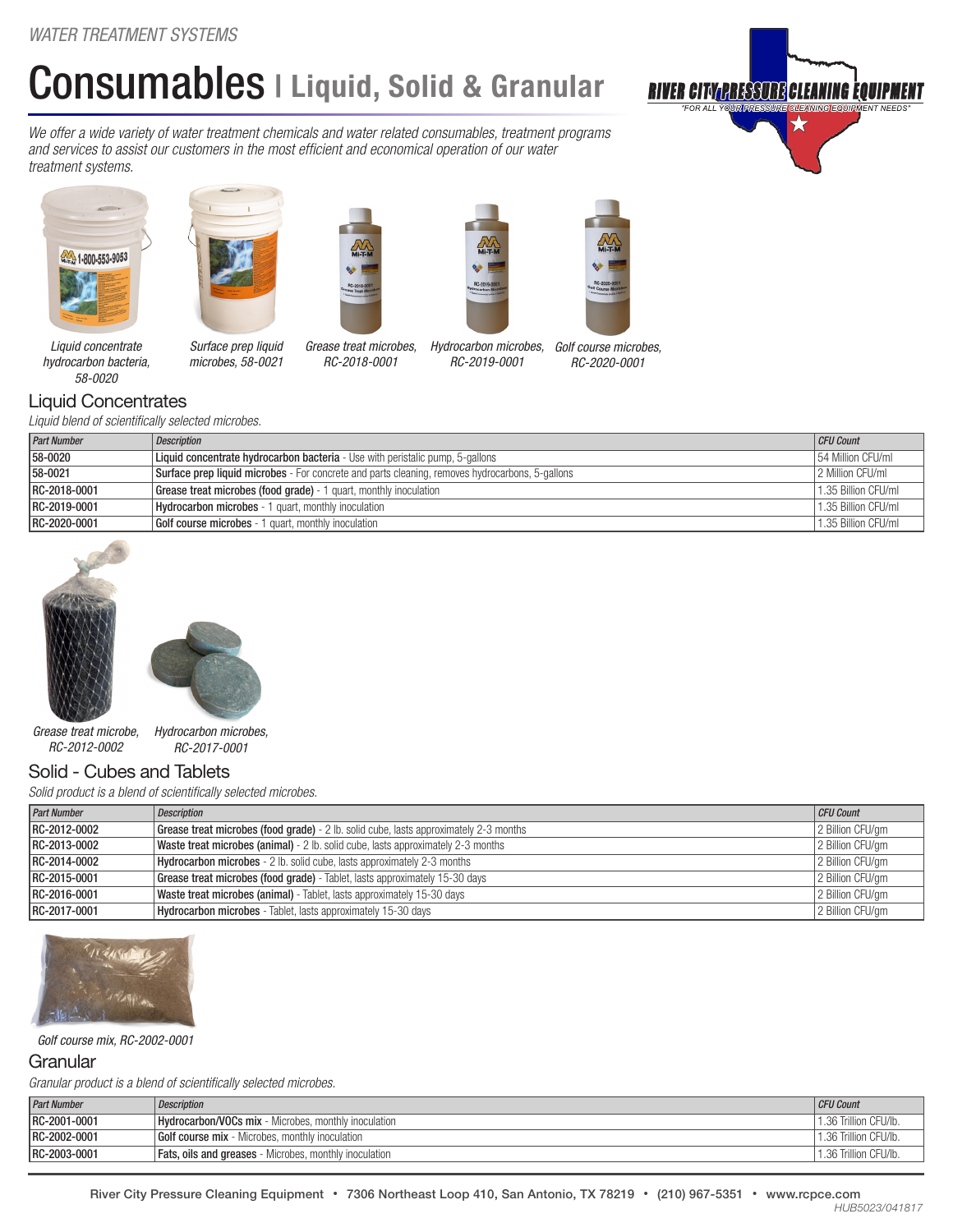WATER TREATMENT SYSTEMS

# Consumables | Liquid, Solid & Granular

*We offer a wide variety of water treatment chemicals and water related consumables, treatment programs and services to assist our customers in the most efficient and economical operation of our water treatment systems.*

*Liquid concentrate hydrocarbon bacteria, 58-0020*

*Surface prep liquid microbes, 58-0021*

*Grease treat microbes, RC-2018-0001*

*Hydrocarbon microbes, RC-2019-0001*

*Golf course microbes, RC-2020-0001*

## Liquid Concentrates

*Liquid blend of scientifically selected microbes.*

| Part Number | Description | CFU Count |
|---|---|---|
| 58-0020 | **Liquid concentrate hydrocarbon bacteria** - Use with peristalic pump, 5-gallons | 54 Million CFU/ml |
| 58-0021 | **Surface prep liquid microbes** - For concrete and parts cleaning, removes hydrocarbons, 5-gallons | 2 Million CFU/ml |
| RC-2018-0001 | **Grease treat microbes (food grade)** - 1 quart, monthly inoculation | 1.35 Billion CFU/ml |
| RC-2019-0001 | **Hydrocarbon microbes** - 1 quart, monthly inoculation | 1.35 Billion CFU/ml |
| RC-2020-0001 | **Golf course microbes** - 1 quart, monthly inoculation | 1.35 Billion CFU/ml |

*Grease treat microbe, RC-2012-0002*

*Hydrocarbon microbes, RC-2017-0001*

## Solid - Cubes and Tablets

*Solid product is a blend of scientifically selected microbes.*

| Part Number | Description | CFU Count |
|---|---|---|
| RC-2012-0002 | **Grease treat microbes (food grade)** - 2 lb. solid cube, lasts approximately 2-3 months | 2 Billion CFU/gm |
| RC-2013-0002 | **Waste treat microbes (animal)** - 2 lb. solid cube, lasts approximately 2-3 months | 2 Billion CFU/gm |
| RC-2014-0002 | **Hydrocarbon microbes** - 2 lb. solid cube, lasts approximately 2-3 months | 2 Billion CFU/gm |
| RC-2015-0001 | **Grease treat microbes (food grade)** - Tablet, lasts approximately 15-30 days | 2 Billion CFU/gm |
| RC-2016-0001 | **Waste treat microbes (animal)** - Tablet, lasts approximately 15-30 days | 2 Billion CFU/gm |
| RC-2017-0001 | **Hydrocarbon microbes** - Tablet, lasts approximately 15-30 days | 2 Billion CFU/gm |

*Golf course mix, RC-2002-0001*

## Granular

*Granular product is a blend of scientifically selected microbes.*

| Part Number | Description | CFU Count |
|---|---|---|
| RC-2001-0001 | **Hydrocarbon/VOCs mix** - Microbes, monthly inoculation | 1.36 Trillion CFU/lb. |
| RC-2002-0001 | **Golf course mix** - Microbes, monthly inoculation | 1.36 Trillion CFU/lb. |
| RC-2003-0001 | **Fats, oils and greases** - Microbes, monthly inoculation | 1.36 Trillion CFU/lb. |

River City Pressure Cleaning Equipment • 7306 Northeast Loop 410, San Antonio, TX 78219 • (210) 967-5351 • www.rcpce.com

HUB5023/041817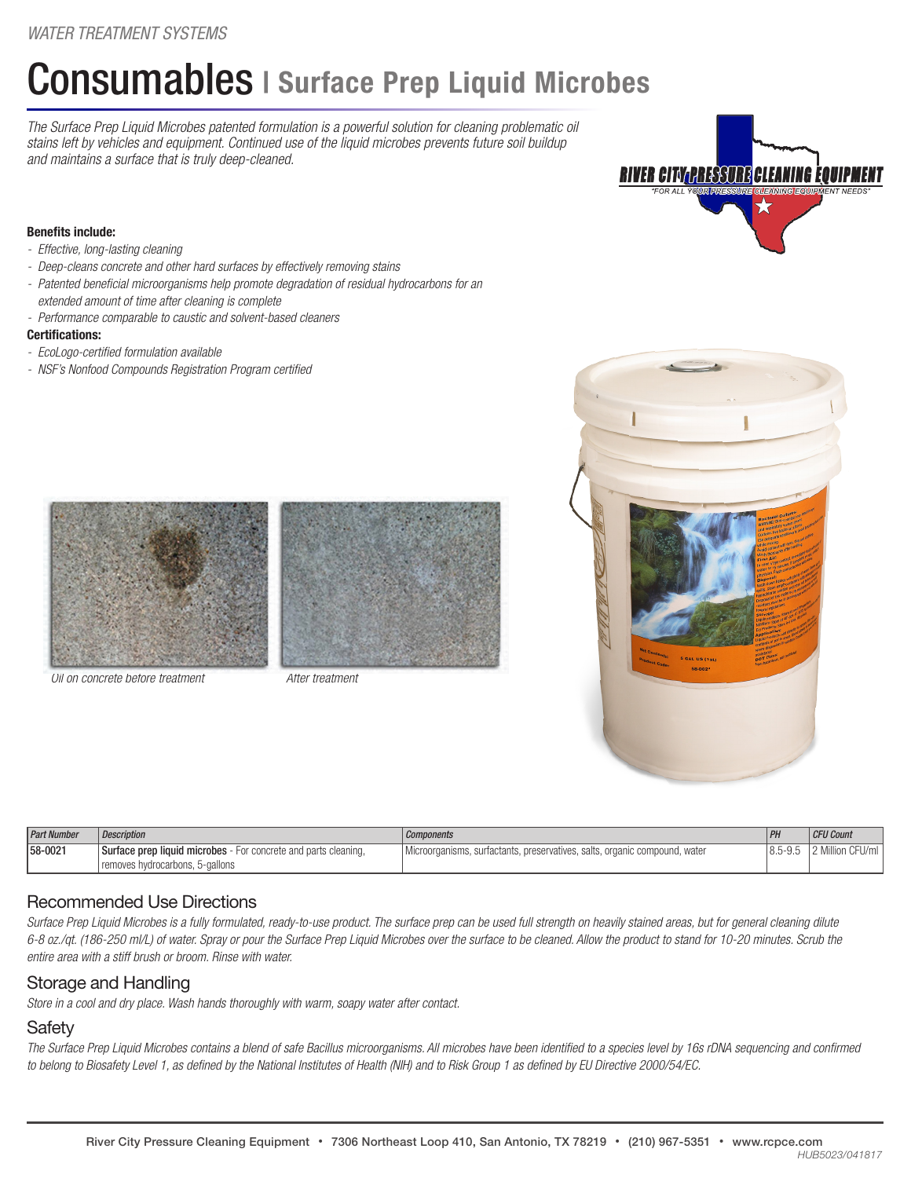WATER TREATMENT SYSTEMS

# Consumables | Surface Prep Liquid Microbes

*The Surface Prep Liquid Microbes patented formulation is a powerful solution for cleaning problematic oil stains left by vehicles and equipment. Continued use of the liquid microbes prevents future soil buildup and maintains a surface that is truly deep-cleaned.*

**Benefits include:**

- *Effective, long-lasting cleaning*
- *Deep-cleans concrete and other hard surfaces by effectively removing stains*
- *Patented beneficial microorganisms help promote degradation of residual hydrocarbons for an extended amount of time after cleaning is complete*
- *Performance comparable to caustic and solvent-based cleaners*

**Certifications:**

- *EcoLogo-certified formulation available*
- *NSF's Nonfood Compounds Registration Program certified*

*Oil on concrete before treatment*

*After treatment*

| Part Number | Description | Components | PH | CFU Count |
|---|---|---|---|---|
| 58-0021 | **Surface prep liquid microbes** - For concrete and parts cleaning, removes hydrocarbons, 5-gallons | Microorganisms, surfactants, preservatives, salts, organic compound, water | 8.5-9.5 | 2 Million CFU/ml |

## Recommended Use Directions

*Surface Prep Liquid Microbes is a fully formulated, ready-to-use product. The surface prep can be used full strength on heavily stained areas, but for general cleaning dilute 6-8 oz./qt. (186-250 ml/L) of water. Spray or pour the Surface Prep Liquid Microbes over the surface to be cleaned. Allow the product to stand for 10-20 minutes. Scrub the entire area with a stiff brush or broom. Rinse with water.*

## Storage and Handling

*Store in a cool and dry place. Wash hands thoroughly with warm, soapy water after contact.*

## Safety

*The Surface Prep Liquid Microbes contains a blend of safe Bacillus microorganisms. All microbes have been identified to a species level by 16s rDNA sequencing and confirmed to belong to Biosafety Level 1, as defined by the National Institutes of Health (NIH) and to Risk Group 1 as defined by EU Directive 2000/54/EC.*

River City Pressure Cleaning Equipment • 7306 Northeast Loop 410, San Antonio, TX 78219 • (210) 967-5351 • www.rcpce.com

HUB5023/041817